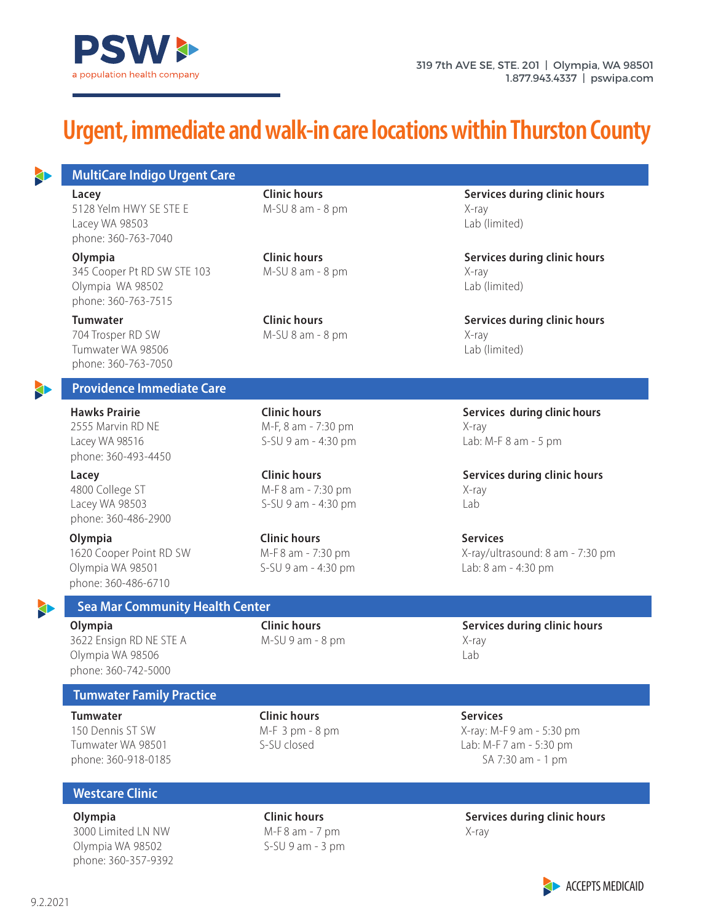PSW
a population health company

319 7th AVE SE, STE. 201 | Olympia, WA 98501
1.877.943.4337 | pswipa.com

# Urgent, immediate and walk-in care locations within Thurston County

## MultiCare Indigo Urgent Care

| Location | Clinic hours | Services during clinic hours |
|---|---|---|
| **Lacey**<br>5128 Yelm HWY SE STE E<br>Lacey WA 98503<br>phone: 360-763-7040 | M-SU 8 am - 8 pm | X-ray<br>Lab (limited) |
| **Olympia**<br>345 Cooper Pt RD SW STE 103<br>Olympia WA 98502<br>phone: 360-763-7515 | M-SU 8 am - 8 pm | X-ray<br>Lab (limited) |
| **Tumwater**<br>704 Trosper RD SW<br>Tumwater WA 98506<br>phone: 360-763-7050 | M-SU 8 am - 8 pm | X-ray<br>Lab (limited) |

## Providence Immediate Care

| Location | Clinic hours | Services during clinic hours |
|---|---|---|
| **Hawks Prairie**<br>2555 Marvin RD NE<br>Lacey WA 98516<br>phone: 360-493-4450 | M-F, 8 am - 7:30 pm<br>S-SU 9 am - 4:30 pm | X-ray<br>Lab: M-F 8 am - 5 pm |
| **Lacey**<br>4800 College ST<br>Lacey WA 98503<br>phone: 360-486-2900 | M-F 8 am - 7:30 pm<br>S-SU 9 am - 4:30 pm | X-ray<br>Lab |
| **Olympia**<br>1620 Cooper Point RD SW<br>Olympia WA 98501<br>phone: 360-486-6710 | M-F 8 am - 7:30 pm<br>S-SU 9 am - 4:30 pm | **Services**<br>X-ray/ultrasound: 8 am - 7:30 pm<br>Lab: 8 am - 4:30 pm |

## Sea Mar Community Health Center

| Location | Clinic hours | Services during clinic hours |
|---|---|---|
| **Olympia**<br>3622 Ensign RD NE STE A<br>Olympia WA 98506<br>phone: 360-742-5000 | M-SU 9 am - 8 pm | X-ray<br>Lab |

## Tumwater Family Practice

| Location | Clinic hours | Services |
|---|---|---|
| **Tumwater**<br>150 Dennis ST SW<br>Tumwater WA 98501<br>phone: 360-918-0185 | M-F 3 pm - 8 pm<br>S-SU closed | X-ray: M-F 9 am - 5:30 pm<br>Lab: M-F 7 am - 5:30 pm<br>SA 7:30 am - 1 pm |

## Westcare Clinic

| Location | Clinic hours | Services during clinic hours |
|---|---|---|
| **Olympia**<br>3000 Limited LN NW<br>Olympia WA 98502<br>phone: 360-357-9392 | M-F 8 am - 7 pm<br>S-SU 9 am - 3 pm | X-ray |

ACCEPTS MEDICAID

9.2.2021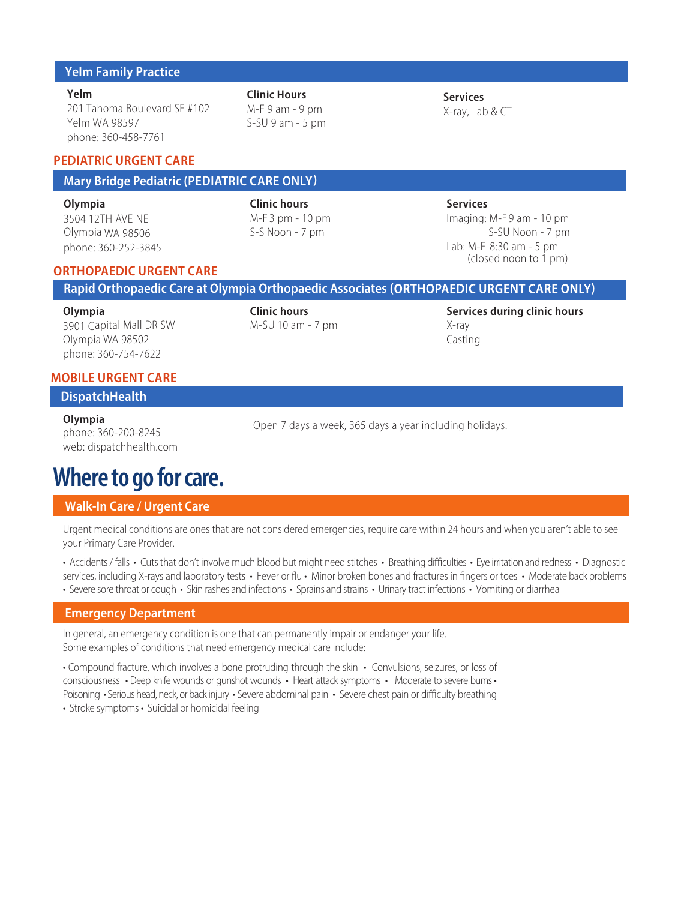### Yelm Family Practice

| | | |
|---|---|---|
| **Yelm**<br>201 Tahoma Boulevard SE #102<br>Yelm WA 98597<br>phone: 360-458-7761 | **Clinic Hours**<br>M-F 9 am - 9 pm<br>S-SU 9 am - 5 pm | **Services**<br>X-ray, Lab & CT |

## PEDIATRIC URGENT CARE

### Mary Bridge Pediatric (PEDIATRIC CARE ONLY)

| | | |
|---|---|---|
| **Olympia**<br>3504 12TH AVE NE<br>Olympia WA 98506<br>phone: 360-252-3845 | **Clinic hours**<br>M-F 3 pm - 10 pm<br>S-S Noon - 7 pm | **Services**<br>Imaging: M-F 9 am - 10 pm<br>S-SU Noon - 7 pm<br>Lab: M-F 8:30 am - 5 pm<br>(closed noon to 1 pm) |

## ORTHOPAEDIC URGENT CARE

### Rapid Orthopaedic Care at Olympia Orthopaedic Associates (ORTHOPAEDIC URGENT CARE ONLY)

| | | |
|---|---|---|
| **Olympia**<br>3901 Capital Mall DR SW<br>Olympia WA 98502<br>phone: 360-754-7622 | **Clinic hours**<br>M-SU 10 am - 7 pm | **Services during clinic hours**<br>X-ray<br>Casting |

## MOBILE URGENT CARE

### DispatchHealth

| | |
|---|---|
| **Olympia**<br>phone: 360-200-8245<br>web: dispatchhealth.com | Open 7 days a week, 365 days a year including holidays. |

# Where to go for care.

## Walk-In Care / Urgent Care

Urgent medical conditions are ones that are not considered emergencies, require care within 24 hours and when you aren't able to see your Primary Care Provider.

• Accidents / falls • Cuts that don't involve much blood but might need stitches • Breathing difficulties • Eye irritation and redness • Diagnostic services, including X-rays and laboratory tests • Fever or flu • Minor broken bones and fractures in fingers or toes • Moderate back problems • Severe sore throat or cough • Skin rashes and infections • Sprains and strains • Urinary tract infections • Vomiting or diarrhea

## Emergency Department

In general, an emergency condition is one that can permanently impair or endanger your life. Some examples of conditions that need emergency medical care include:

• Compound fracture, which involves a bone protruding through the skin • Convulsions, seizures, or loss of consciousness • Deep knife wounds or gunshot wounds • Heart attack symptoms • Moderate to severe burns • Poisoning • Serious head, neck, or back injury • Severe abdominal pain • Severe chest pain or difficulty breathing • Stroke symptoms • Suicidal or homicidal feeling